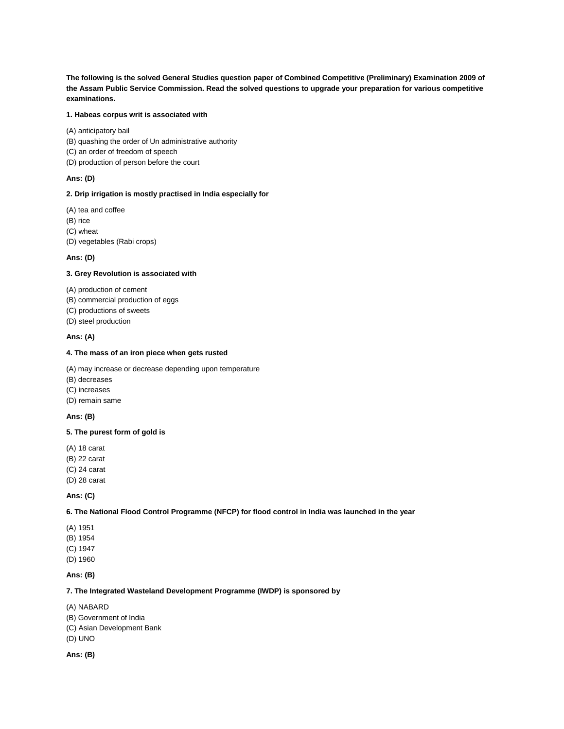**The following is the solved General Studies question paper of Combined Competitive (Preliminary) Examination 2009 of the Assam Public Service Commission. Read the solved questions to upgrade your preparation for various competitive examinations.**

**1. Habeas corpus writ is associated with**

(A) anticipatory bail
(B) quashing the order of Un administrative authority
(C) an order of freedom of speech
(D) production of person before the court

**Ans: (D)**

**2. Drip irrigation is mostly practised in India especially for**

(A) tea and coffee
(B) rice
(C) wheat
(D) vegetables (Rabi crops)

**Ans: (D)**

**3. Grey Revolution is associated with**

(A) production of cement
(B) commercial production of eggs
(C) productions of sweets
(D) steel production

**Ans: (A)**

**4. The mass of an iron piece when gets rusted**

(A) may increase or decrease depending upon temperature
(B) decreases
(C) increases
(D) remain same

**Ans: (B)**

**5. The purest form of gold is**

(A) 18 carat
(B) 22 carat
(C) 24 carat
(D) 28 carat

**Ans: (C)**

**6. The National Flood Control Programme (NFCP) for flood control in India was launched in the year**

(A) 1951
(B) 1954
(C) 1947
(D) 1960

**Ans: (B)**

**7. The Integrated Wasteland Development Programme (IWDP) is sponsored by**

(A) NABARD
(B) Government of India
(C) Asian Development Bank
(D) UNO

**Ans: (B)**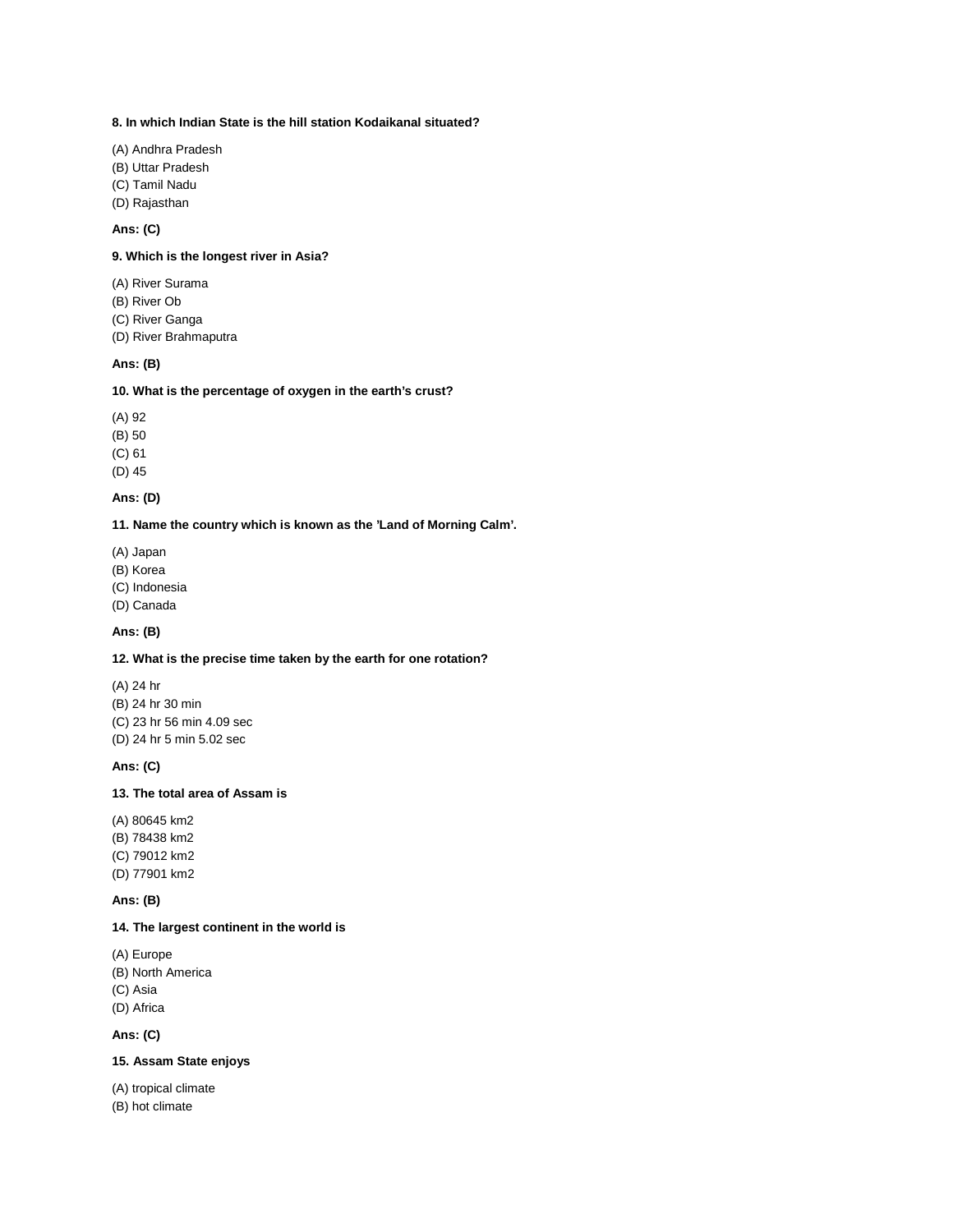**8. In which Indian State is the hill station Kodaikanal situated?**

(A) Andhra Pradesh
(B) Uttar Pradesh
(C) Tamil Nadu
(D) Rajasthan

**Ans: (C)**

**9. Which is the longest river in Asia?**

(A) River Surama
(B) River Ob
(C) River Ganga
(D) River Brahmaputra

**Ans: (B)**

**10. What is the percentage of oxygen in the earth's crust?**

(A) 92
(B) 50
(C) 61
(D) 45

**Ans: (D)**

**11. Name the country which is known as the 'Land of Morning Calm'.**

(A) Japan
(B) Korea
(C) Indonesia
(D) Canada

**Ans: (B)**

**12. What is the precise time taken by the earth for one rotation?**

(A) 24 hr
(B) 24 hr 30 min
(C) 23 hr 56 min 4.09 sec
(D) 24 hr 5 min 5.02 sec

**Ans: (C)**

**13. The total area of Assam is**

(A) 80645 km2
(B) 78438 km2
(C) 79012 km2
(D) 77901 km2

**Ans: (B)**

**14. The largest continent in the world is**

(A) Europe
(B) North America
(C) Asia
(D) Africa

**Ans: (C)**

**15. Assam State enjoys**

(A) tropical climate
(B) hot climate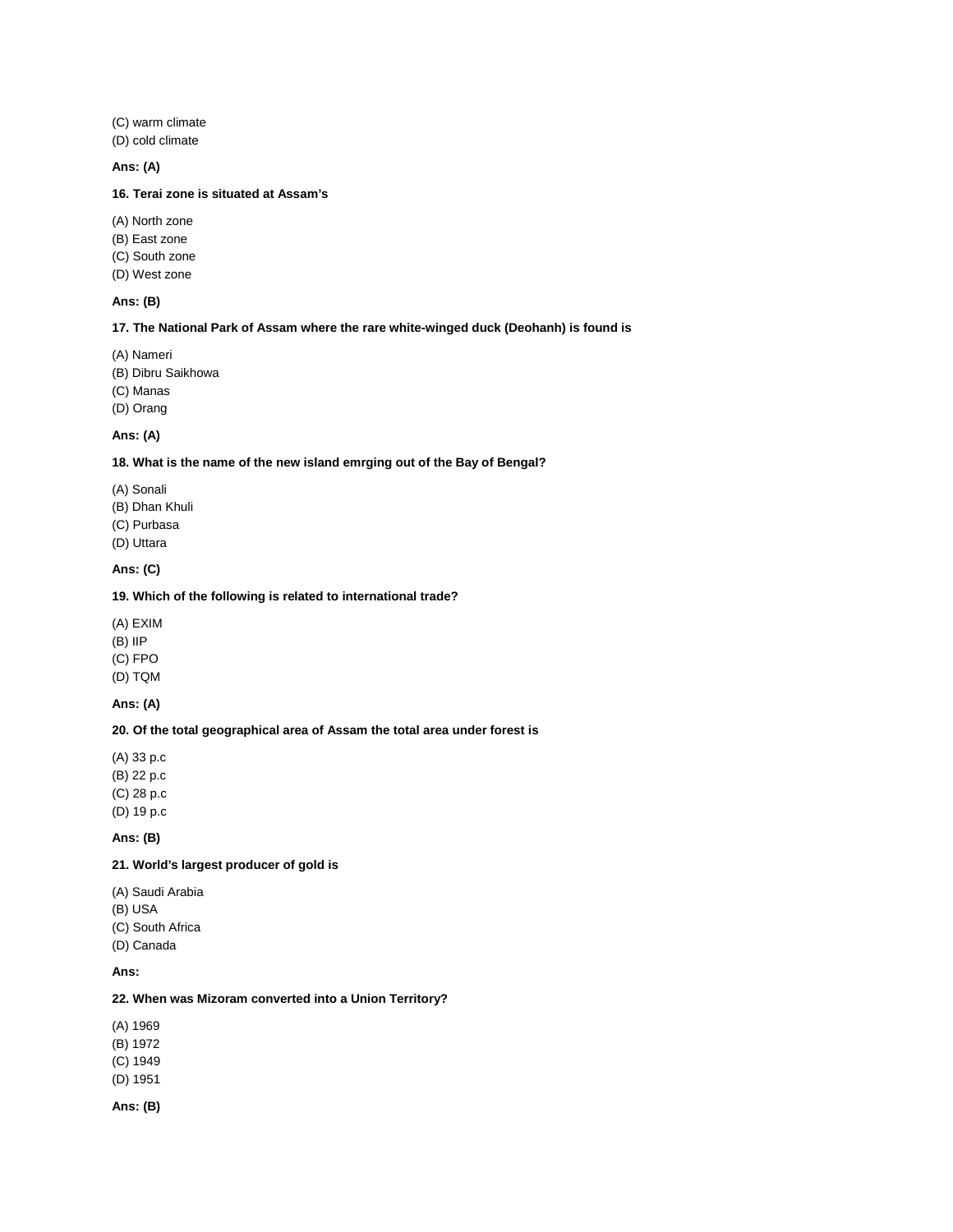(C) warm climate
(D) cold climate

**Ans: (A)**

**16. Terai zone is situated at Assam's**

(A) North zone
(B) East zone
(C) South zone
(D) West zone

**Ans: (B)**

**17. The National Park of Assam where the rare white-winged duck (Deohanh) is found is**

(A) Nameri
(B) Dibru Saikhowa
(C) Manas
(D) Orang

**Ans: (A)**

**18. What is the name of the new island emrging out of the Bay of Bengal?**

(A) Sonali
(B) Dhan Khuli
(C) Purbasa
(D) Uttara

**Ans: (C)**

**19. Which of the following is related to international trade?**

(A) EXIM
(B) IIP
(C) FPO
(D) TQM

**Ans: (A)**

**20. Of the total geographical area of Assam the total area under forest is**

(A) 33 p.c
(B) 22 p.c
(C) 28 p.c
(D) 19 p.c

**Ans: (B)**

**21. World's largest producer of gold is**

(A) Saudi Arabia
(B) USA
(C) South Africa
(D) Canada

**Ans:**

**22. When was Mizoram converted into a Union Territory?**

(A) 1969
(B) 1972
(C) 1949
(D) 1951

**Ans: (B)**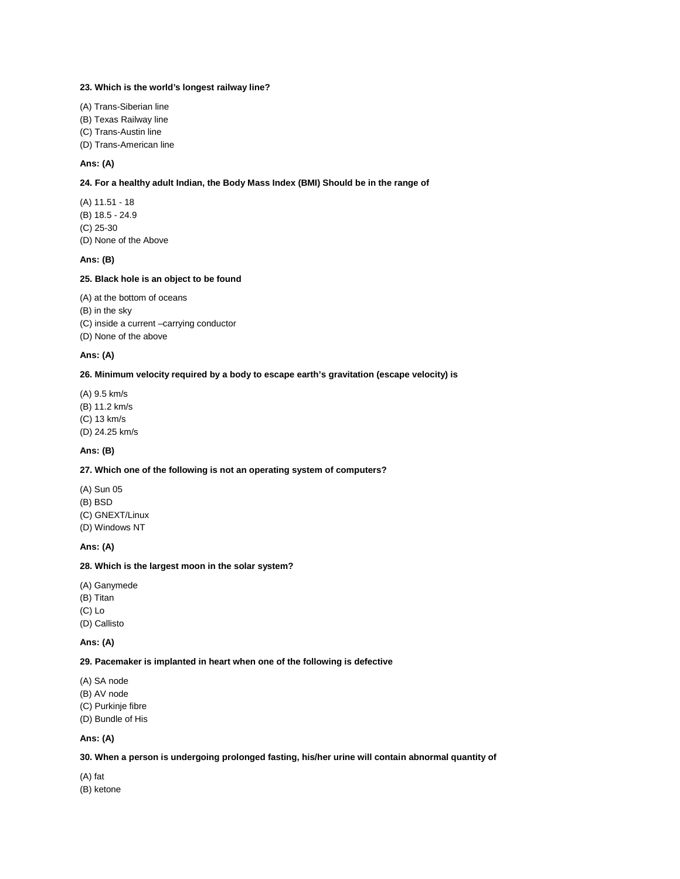**23. Which is the world's longest railway line?**

(A) Trans-Siberian line
(B) Texas Railway line
(C) Trans-Austin line
(D) Trans-American line

**Ans: (A)**

**24. For a healthy adult Indian, the Body Mass Index (BMI) Should be in the range of**

(A) 11.51 - 18
(B) 18.5 - 24.9
(C) 25-30
(D) None of the Above

**Ans: (B)**

**25. Black hole is an object to be found**

(A) at the bottom of oceans
(B) in the sky
(C) inside a current –carrying conductor
(D) None of the above

**Ans: (A)**

**26. Minimum velocity required by a body to escape earth's gravitation (escape velocity) is**

(A) 9.5 km/s
(B) 11.2 km/s
(C) 13 km/s
(D) 24.25 km/s

**Ans: (B)**

**27. Which one of the following is not an operating system of computers?**

(A) Sun 05
(B) BSD
(C) GNEXT/Linux
(D) Windows NT

**Ans: (A)**

**28. Which is the largest moon in the solar system?**

(A) Ganymede
(B) Titan
(C) Lo
(D) Callisto

**Ans: (A)**

**29. Pacemaker is implanted in heart when one of the following is defective**

(A) SA node
(B) AV node
(C) Purkinje fibre
(D) Bundle of His

**Ans: (A)**

**30. When a person is undergoing prolonged fasting, his/her urine will contain abnormal quantity of**

(A) fat
(B) ketone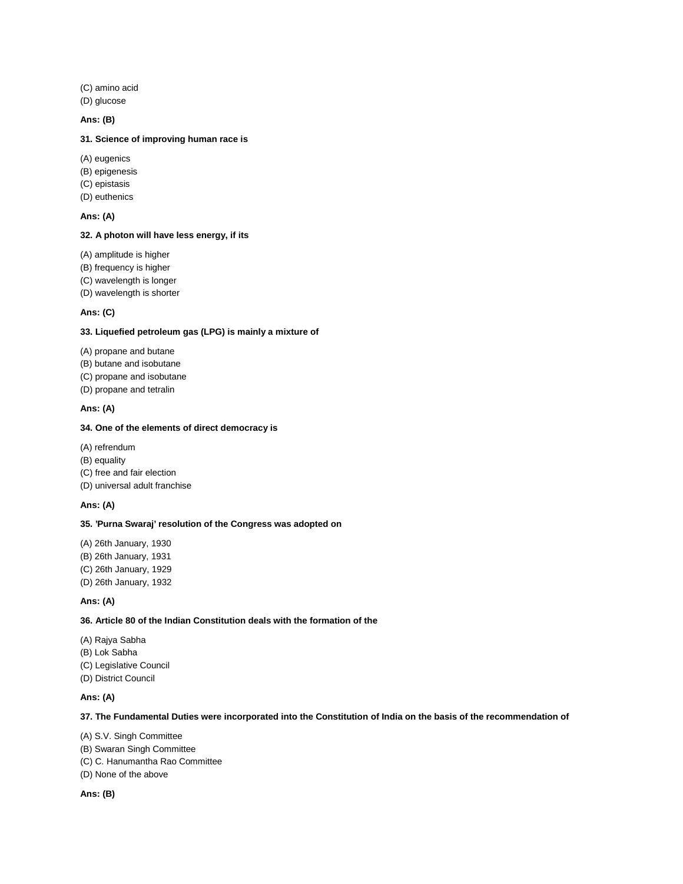(C) amino acid
(D) glucose

**Ans: (B)**

**31. Science of improving human race is**

(A) eugenics
(B) epigenesis
(C) epistasis
(D) euthenics

**Ans: (A)**

**32. A photon will have less energy, if its**

(A) amplitude is higher
(B) frequency is higher
(C) wavelength is longer
(D) wavelength is shorter

**Ans: (C)**

**33. Liquefied petroleum gas (LPG) is mainly a mixture of**

(A) propane and butane
(B) butane and isobutane
(C) propane and isobutane
(D) propane and tetralin

**Ans: (A)**

**34. One of the elements of direct democracy is**

(A) refrendum
(B) equality
(C) free and fair election
(D) universal adult franchise

**Ans: (A)**

**35. 'Purna Swaraj' resolution of the Congress was adopted on**

(A) 26th January, 1930
(B) 26th January, 1931
(C) 26th January, 1929
(D) 26th January, 1932

**Ans: (A)**

**36. Article 80 of the Indian Constitution deals with the formation of the**

(A) Rajya Sabha
(B) Lok Sabha
(C) Legislative Council
(D) District Council

**Ans: (A)**

**37. The Fundamental Duties were incorporated into the Constitution of India on the basis of the recommendation of**

(A) S.V. Singh Committee
(B) Swaran Singh Committee
(C) C. Hanumantha Rao Committee
(D) None of the above

**Ans: (B)**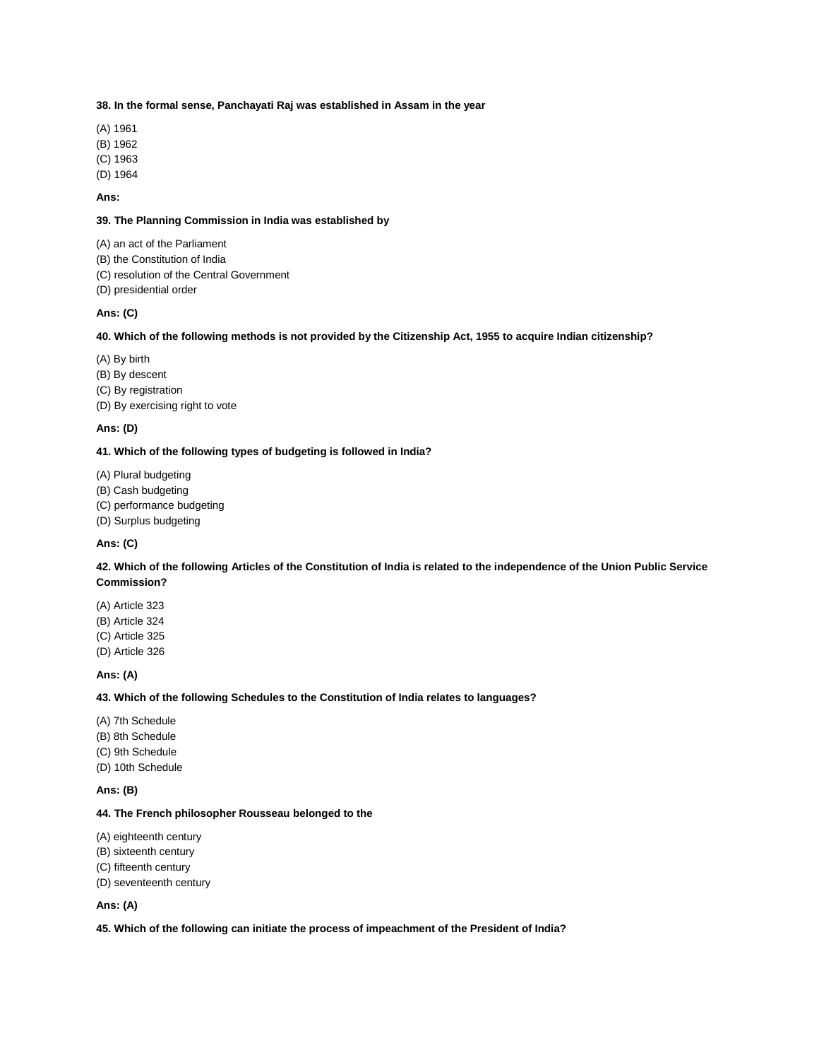**38. In the formal sense, Panchayati Raj was established in Assam in the year**

(A) 1961
(B) 1962
(C) 1963
(D) 1964

**Ans:**

**39. The Planning Commission in India was established by**

(A) an act of the Parliament
(B) the Constitution of India
(C) resolution of the Central Government
(D) presidential order

**Ans: (C)**

**40. Which of the following methods is not provided by the Citizenship Act, 1955 to acquire Indian citizenship?**

(A) By birth
(B) By descent
(C) By registration
(D) By exercising right to vote

**Ans: (D)**

**41. Which of the following types of budgeting is followed in India?**

(A) Plural budgeting
(B) Cash budgeting
(C) performance budgeting
(D) Surplus budgeting

**Ans: (C)**

**42. Which of the following Articles of the Constitution of India is related to the independence of the Union Public Service Commission?**

(A) Article 323
(B) Article 324
(C) Article 325
(D) Article 326

**Ans: (A)**

**43. Which of the following Schedules to the Constitution of India relates to languages?**

(A) 7th Schedule
(B) 8th Schedule
(C) 9th Schedule
(D) 10th Schedule

**Ans: (B)**

**44. The French philosopher Rousseau belonged to the**

(A) eighteenth century
(B) sixteenth century
(C) fifteenth century
(D) seventeenth century

**Ans: (A)**

**45. Which of the following can initiate the process of impeachment of the President of India?**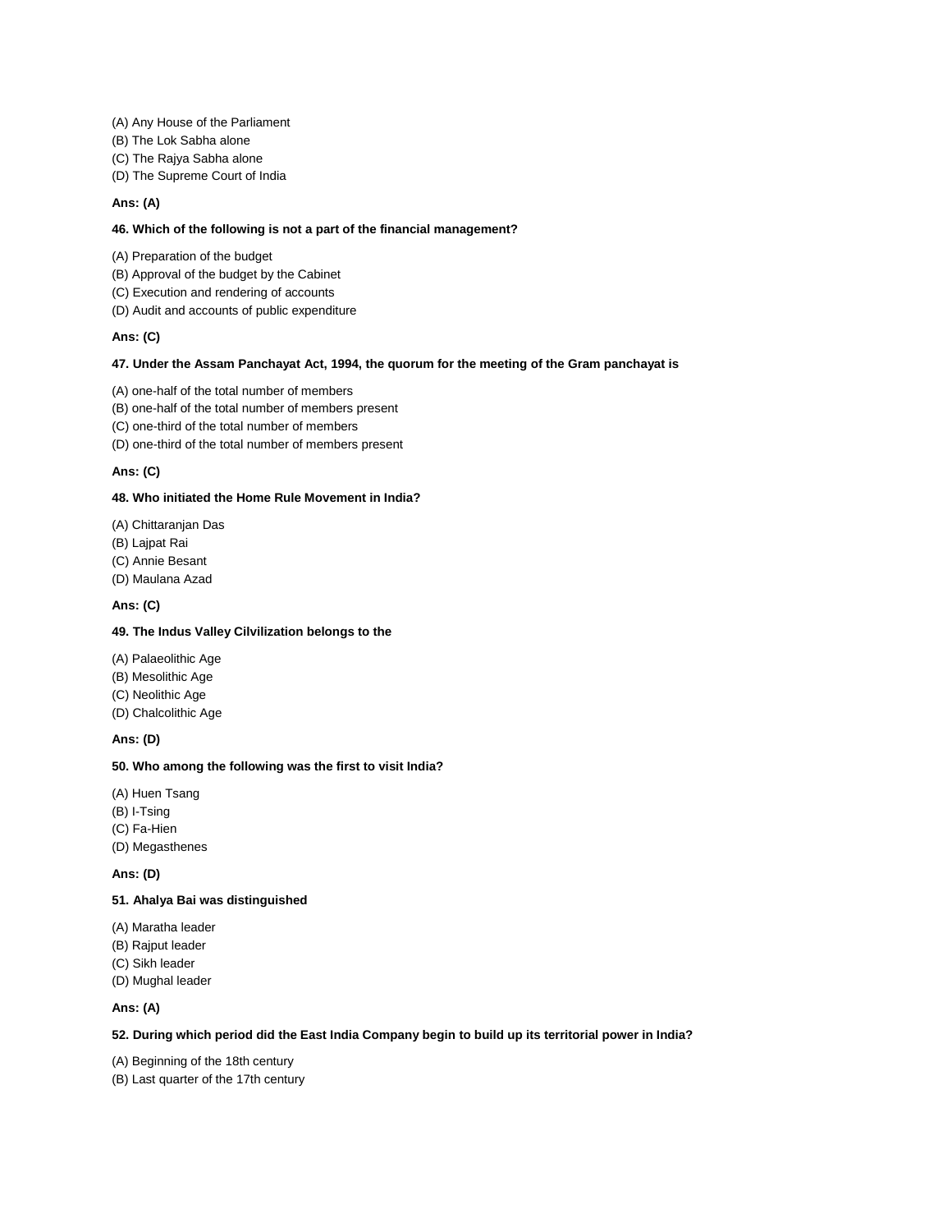(A) Any House of the Parliament
(B) The Lok Sabha alone
(C) The Rajya Sabha alone
(D) The Supreme Court of India

**Ans: (A)**

**46. Which of the following is not a part of the financial management?**

(A) Preparation of the budget
(B) Approval of the budget by the Cabinet
(C) Execution and rendering of accounts
(D) Audit and accounts of public expenditure

**Ans: (C)**

**47. Under the Assam Panchayat Act, 1994, the quorum for the meeting of the Gram panchayat is**

(A) one-half of the total number of members
(B) one-half of the total number of members present
(C) one-third of the total number of members
(D) one-third of the total number of members present

**Ans: (C)**

**48. Who initiated the Home Rule Movement in India?**

(A) Chittaranjan Das
(B) Lajpat Rai
(C) Annie Besant
(D) Maulana Azad

**Ans: (C)**

**49. The Indus Valley Cilvilization belongs to the**

(A) Palaeolithic Age
(B) Mesolithic Age
(C) Neolithic Age
(D) Chalcolithic Age

**Ans: (D)**

**50. Who among the following was the first to visit India?**

(A) Huen Tsang
(B) I-Tsing
(C) Fa-Hien
(D) Megasthenes

**Ans: (D)**

**51. Ahalya Bai was distinguished**

(A) Maratha leader
(B) Rajput leader
(C) Sikh leader
(D) Mughal leader

**Ans: (A)**

**52. During which period did the East India Company begin to build up its territorial power in India?**

(A) Beginning of the 18th century
(B) Last quarter of the 17th century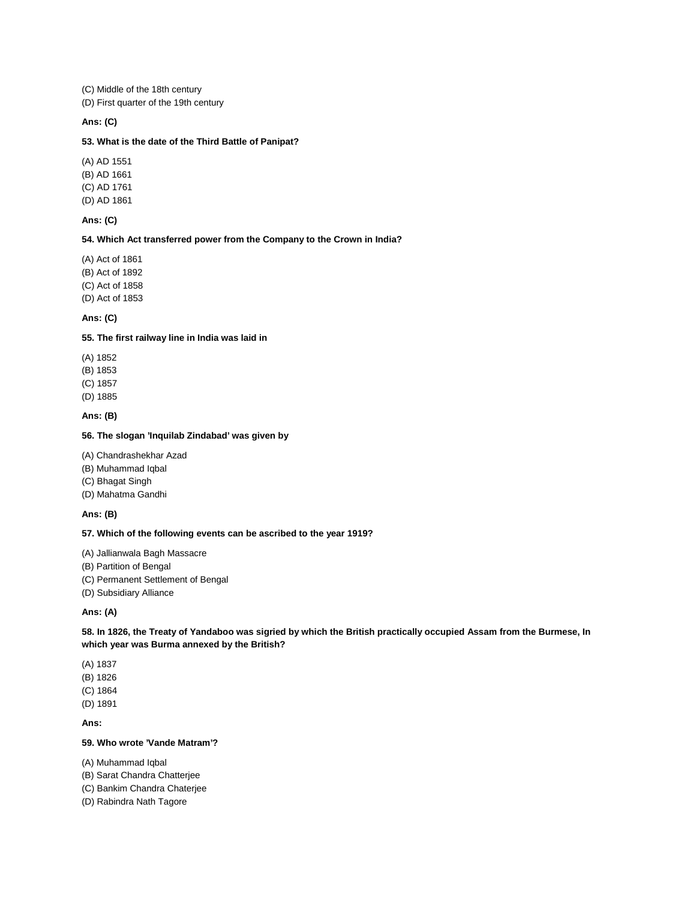(C) Middle of the 18th century

(D) First quarter of the 19th century

**Ans: (C)**

**53. What is the date of the Third Battle of Panipat?**

(A) AD 1551

(B) AD 1661

(C) AD 1761

(D) AD 1861

**Ans: (C)**

**54. Which Act transferred power from the Company to the Crown in India?**

(A) Act of 1861

(B) Act of 1892

(C) Act of 1858

(D) Act of 1853

**Ans: (C)**

**55. The first railway line in India was laid in**

(A) 1852

(B) 1853

(C) 1857

(D) 1885

**Ans: (B)**

**56. The slogan 'Inquilab Zindabad' was given by**

(A) Chandrashekhar Azad

(B) Muhammad Iqbal

(C) Bhagat Singh

(D) Mahatma Gandhi

**Ans: (B)**

**57. Which of the following events can be ascribed to the year 1919?**

(A) Jallianwala Bagh Massacre

(B) Partition of Bengal

(C) Permanent Settlement of Bengal

(D) Subsidiary Alliance

**Ans: (A)**

**58. In 1826, the Treaty of Yandaboo was sigried by which the British practically occupied Assam from the Burmese, In which year was Burma annexed by the British?**

(A) 1837

(B) 1826

(C) 1864

(D) 1891

**Ans:**

**59. Who wrote 'Vande Matram'?**

(A) Muhammad Iqbal

(B) Sarat Chandra Chatterjee

(C) Bankim Chandra Chaterjee

(D) Rabindra Nath Tagore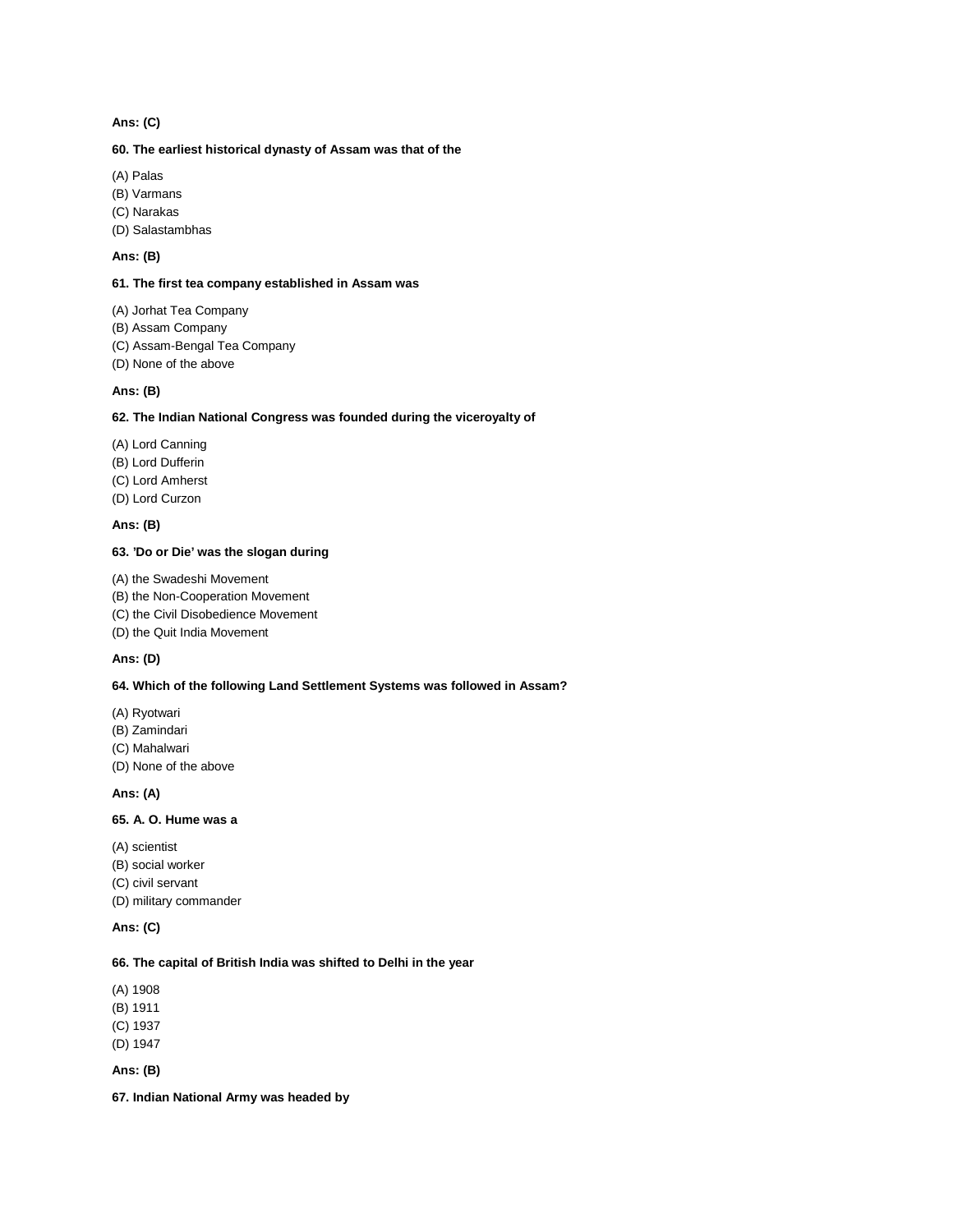**Ans: (C)**

**60. The earliest historical dynasty of Assam was that of the**

(A) Palas
(B) Varmans
(C) Narakas
(D) Salastambhas

**Ans: (B)**

**61. The first tea company established in Assam was**

(A) Jorhat Tea Company
(B) Assam Company
(C) Assam-Bengal Tea Company
(D) None of the above

**Ans: (B)**

**62. The Indian National Congress was founded during the viceroyalty of**

(A) Lord Canning
(B) Lord Dufferin
(C) Lord Amherst
(D) Lord Curzon

**Ans: (B)**

**63. 'Do or Die' was the slogan during**

(A) the Swadeshi Movement
(B) the Non-Cooperation Movement
(C) the Civil Disobedience Movement
(D) the Quit India Movement

**Ans: (D)**

**64. Which of the following Land Settlement Systems was followed in Assam?**

(A) Ryotwari
(B) Zamindari
(C) Mahalwari
(D) None of the above

**Ans: (A)**

**65. A. O. Hume was a**

(A) scientist
(B) social worker
(C) civil servant
(D) military commander

**Ans: (C)**

**66. The capital of British India was shifted to Delhi in the year**

(A) 1908
(B) 1911
(C) 1937
(D) 1947

**Ans: (B)**

**67. Indian National Army was headed by**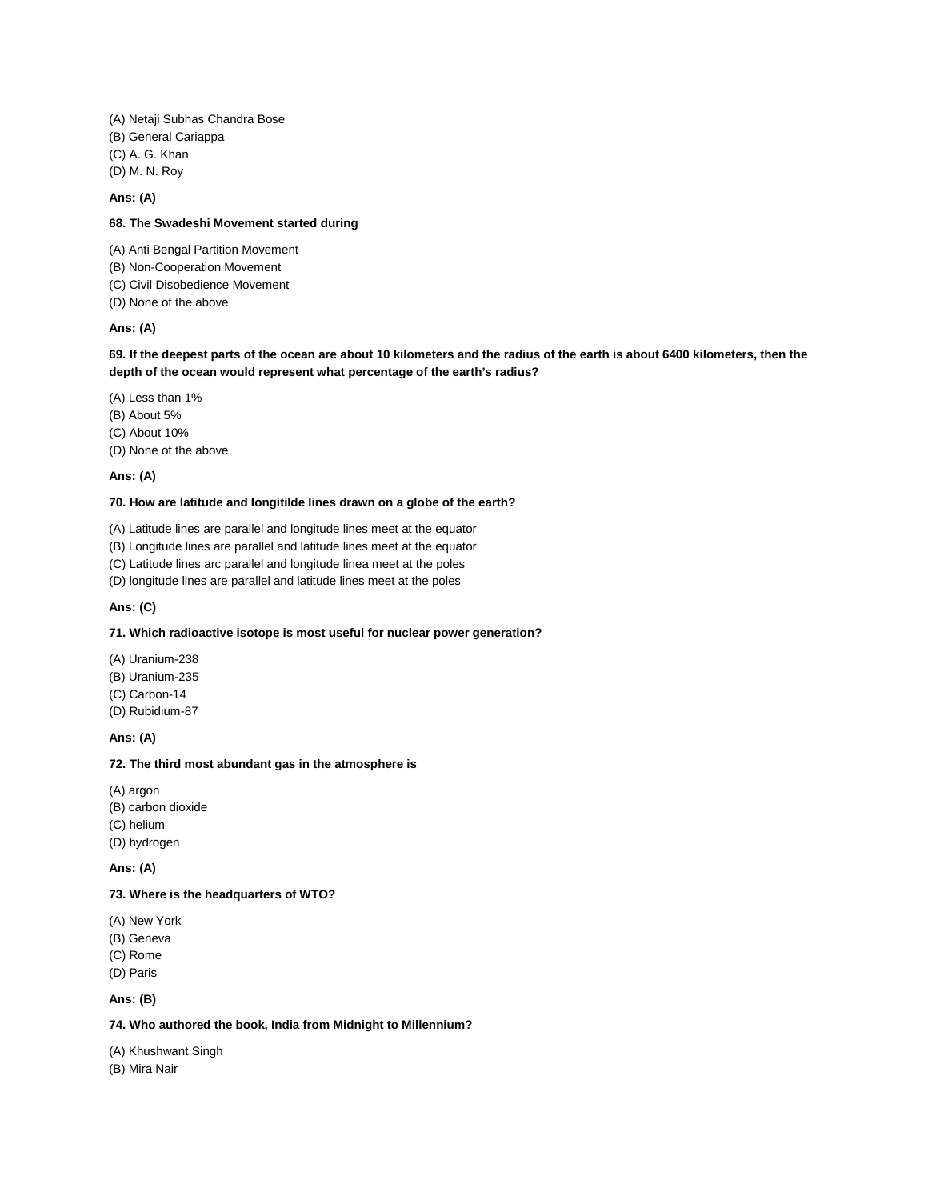(A) Netaji Subhas Chandra Bose
(B) General Cariappa
(C) A. G. Khan
(D) M. N. Roy

**Ans: (A)**

**68. The Swadeshi Movement started during**

(A) Anti Bengal Partition Movement
(B) Non-Cooperation Movement
(C) Civil Disobedience Movement
(D) None of the above

**Ans: (A)**

**69. If the deepest parts of the ocean are about 10 kilometers and the radius of the earth is about 6400 kilometers, then the depth of the ocean would represent what percentage of the earth's radius?**

(A) Less than 1%
(B) About 5%
(C) About 10%
(D) None of the above

**Ans: (A)**

**70. How are latitude and longitilde lines drawn on a globe of the earth?**

(A) Latitude lines are parallel and longitude lines meet at the equator
(B) Longitude lines are parallel and latitude lines meet at the equator
(C) Latitude lines arc parallel and longitude linea meet at the poles
(D) longitude lines are parallel and latitude lines meet at the poles

**Ans: (C)**

**71. Which radioactive isotope is most useful for nuclear power generation?**

(A) Uranium-238
(B) Uranium-235
(C) Carbon-14
(D) Rubidium-87

**Ans: (A)**

**72. The third most abundant gas in the atmosphere is**

(A) argon
(B) carbon dioxide
(C) helium
(D) hydrogen

**Ans: (A)**

**73. Where is the headquarters of WTO?**

(A) New York
(B) Geneva
(C) Rome
(D) Paris

**Ans: (B)**

**74. Who authored the book, India from Midnight to Millennium?**

(A) Khushwant Singh
(B) Mira Nair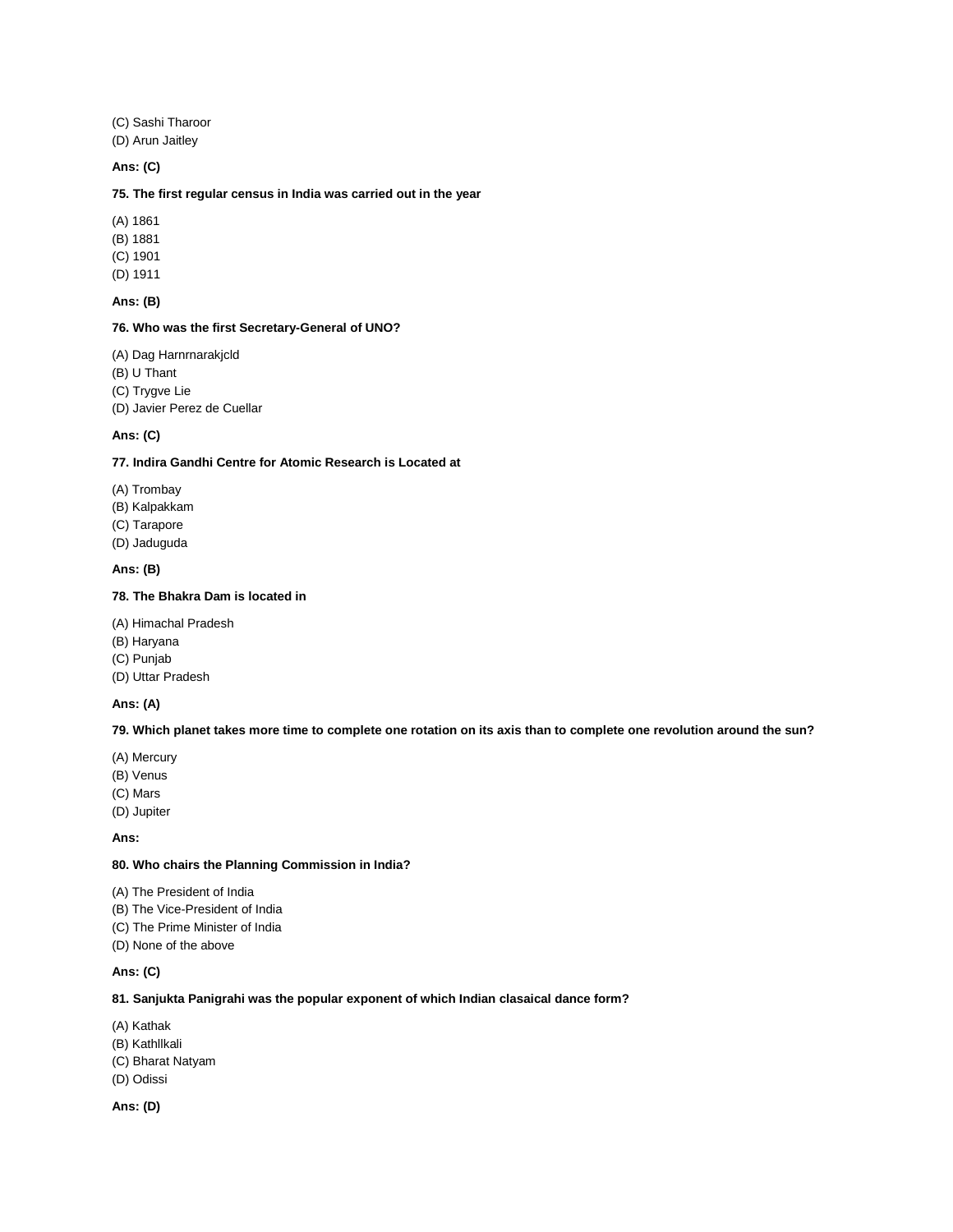(C) Sashi Tharoor
(D) Arun Jaitley

**Ans: (C)**

**75. The first regular census in India was carried out in the year**

(A) 1861
(B) 1881
(C) 1901
(D) 1911

**Ans: (B)**

**76. Who was the first Secretary-General of UNO?**

(A) Dag Harnrnarakjcld
(B) U Thant
(C) Trygve Lie
(D) Javier Perez de Cuellar

**Ans: (C)**

**77. Indira Gandhi Centre for Atomic Research is Located at**

(A) Trombay
(B) Kalpakkam
(C) Tarapore
(D) Jaduguda

**Ans: (B)**

**78. The Bhakra Dam is located in**

(A) Himachal Pradesh
(B) Haryana
(C) Punjab
(D) Uttar Pradesh

**Ans: (A)**

**79. Which planet takes more time to complete one rotation on its axis than to complete one revolution around the sun?**

(A) Mercury
(B) Venus
(C) Mars
(D) Jupiter

**Ans:**

**80. Who chairs the Planning Commission in India?**

(A) The President of India
(B) The Vice-President of India
(C) The Prime Minister of India
(D) None of the above

**Ans: (C)**

**81. Sanjukta Panigrahi was the popular exponent of which Indian clasaical dance form?**

(A) Kathak
(B) Kathllkali
(C) Bharat Natyam
(D) Odissi

**Ans: (D)**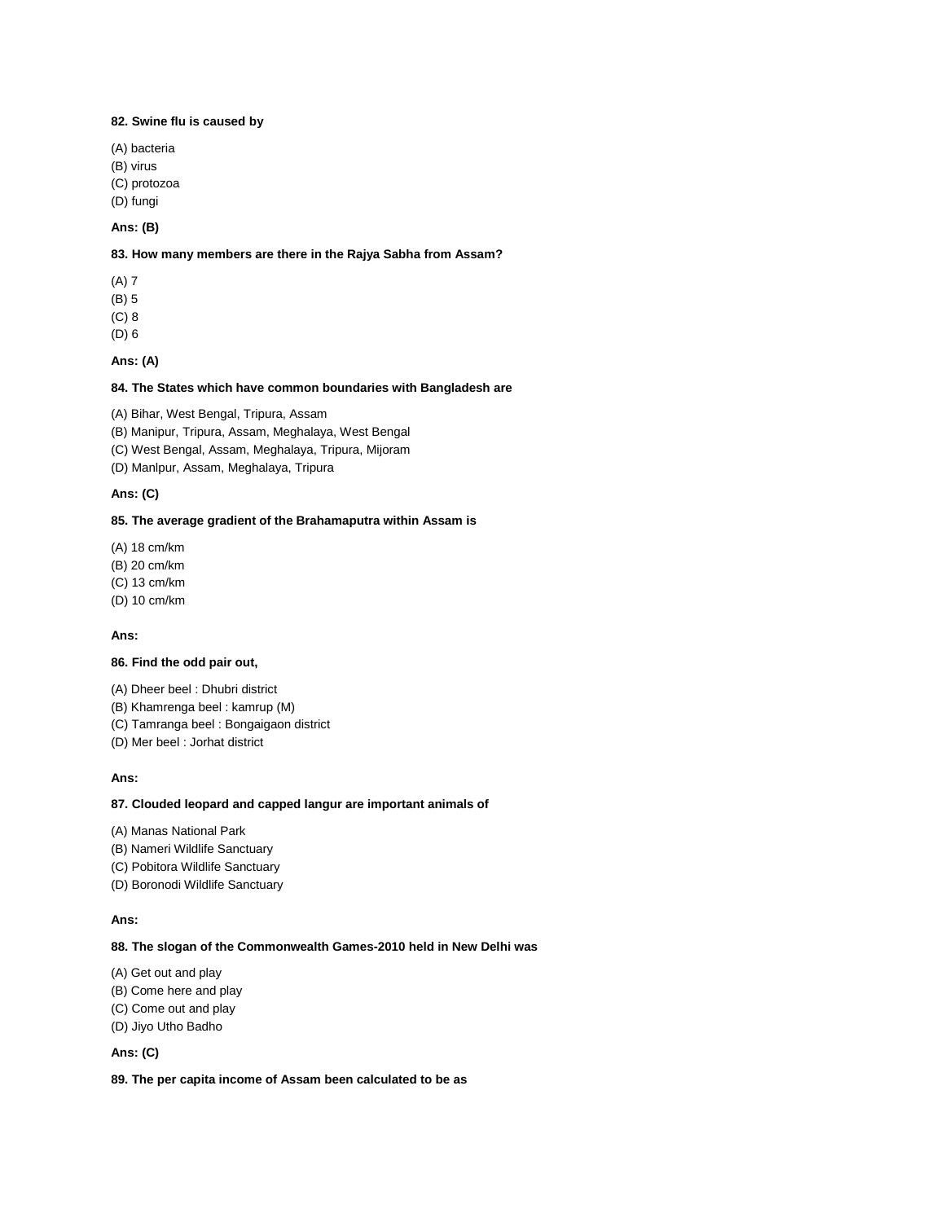**82. Swine flu is caused by**

(A) bacteria
(B) virus
(C) protozoa
(D) fungi

**Ans: (B)**

**83. How many members are there in the Rajya Sabha from Assam?**

(A) 7
(B) 5
(C) 8
(D) 6

**Ans: (A)**

**84. The States which have common boundaries with Bangladesh are**

(A) Bihar, West Bengal, Tripura, Assam
(B) Manipur, Tripura, Assam, Meghalaya, West Bengal
(C) West Bengal, Assam, Meghalaya, Tripura, Mijoram
(D) Manlpur, Assam, Meghalaya, Tripura

**Ans: (C)**

**85. The average gradient of the Brahamaputra within Assam is**

(A) 18 cm/km
(B) 20 cm/km
(C) 13 cm/km
(D) 10 cm/km

**Ans:**

**86. Find the odd pair out,**

(A) Dheer beel : Dhubri district
(B) Khamrenga beel : kamrup (M)
(C) Tamranga beel : Bongaigaon district
(D) Mer beel : Jorhat district

**Ans:**

**87. Clouded leopard and capped langur are important animals of**

(A) Manas National Park
(B) Nameri Wildlife Sanctuary
(C) Pobitora Wildlife Sanctuary
(D) Boronodi Wildlife Sanctuary

**Ans:**

**88. The slogan of the Commonwealth Games-2010 held in New Delhi was**

(A) Get out and play
(B) Come here and play
(C) Come out and play
(D) Jiyo Utho Badho

**Ans: (C)**

**89. The per capita income of Assam been calculated to be as**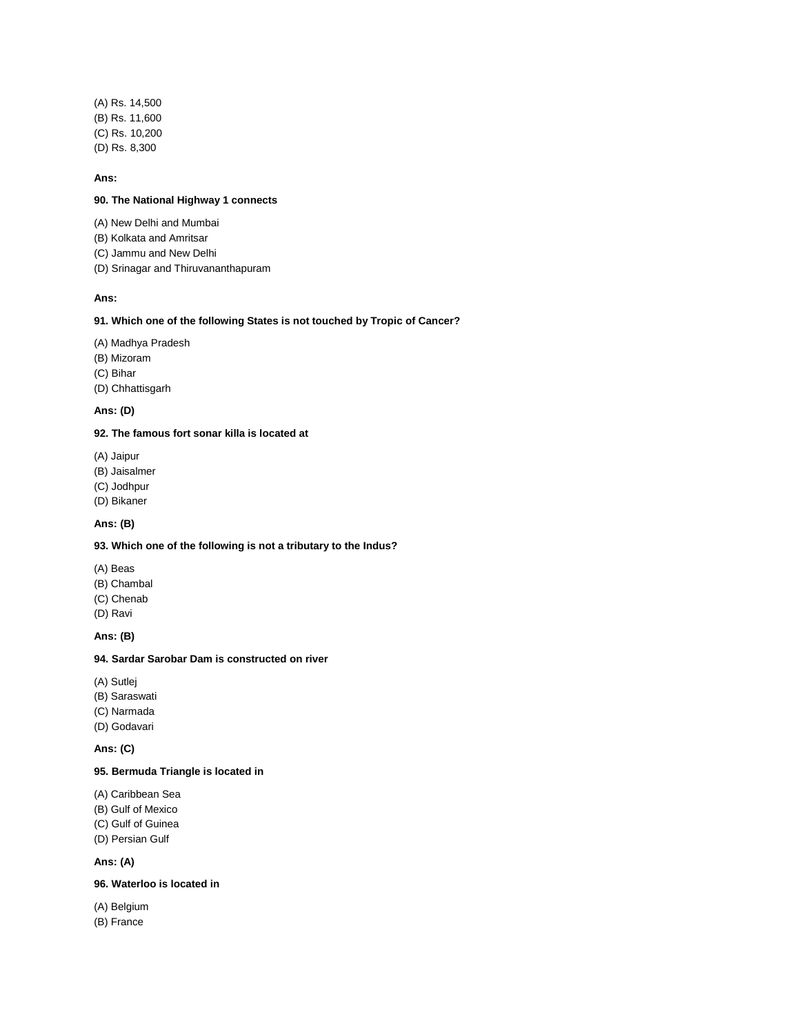(A) Rs. 14,500
(B) Rs. 11,600
(C) Rs. 10,200
(D) Rs. 8,300

**Ans:**

**90. The National Highway 1 connects**

(A) New Delhi and Mumbai
(B) Kolkata and Amritsar
(C) Jammu and New Delhi
(D) Srinagar and Thiruvananthapuram

**Ans:**

**91. Which one of the following States is not touched by Tropic of Cancer?**

(A) Madhya Pradesh
(B) Mizoram
(C) Bihar
(D) Chhattisgarh

**Ans: (D)**

**92. The famous fort sonar killa is located at**

(A) Jaipur
(B) Jaisalmer
(C) Jodhpur
(D) Bikaner

**Ans: (B)**

**93. Which one of the following is not a tributary to the Indus?**

(A) Beas
(B) Chambal
(C) Chenab
(D) Ravi

**Ans: (B)**

**94. Sardar Sarobar Dam is constructed on river**

(A) Sutlej
(B) Saraswati
(C) Narmada
(D) Godavari

**Ans: (C)**

**95. Bermuda Triangle is located in**

(A) Caribbean Sea
(B) Gulf of Mexico
(C) Gulf of Guinea
(D) Persian Gulf

**Ans: (A)**

**96. Waterloo is located in**

(A) Belgium
(B) France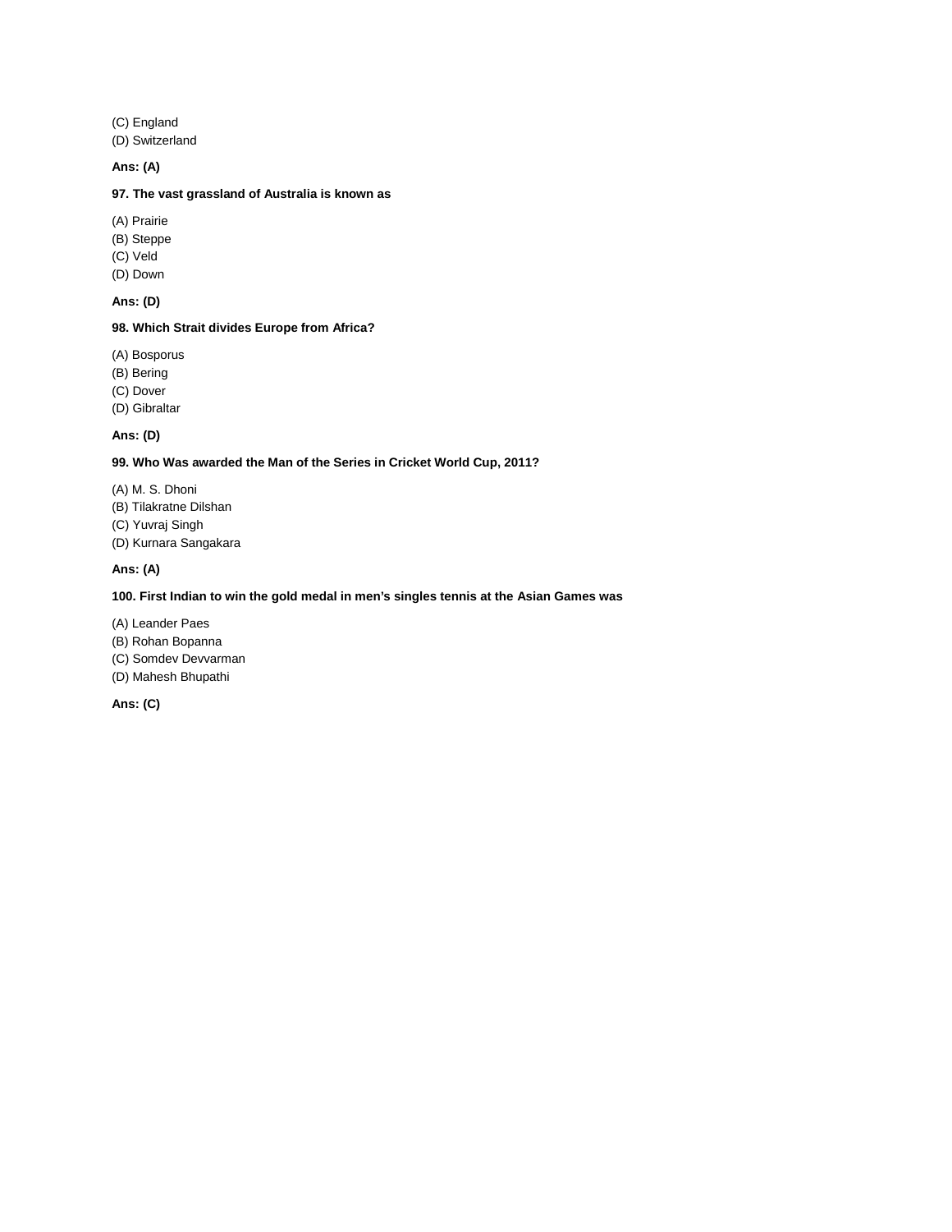(C) England
(D) Switzerland

**Ans: (A)**

**97. The vast grassland of Australia is known as**

(A) Prairie
(B) Steppe
(C) Veld
(D) Down

**Ans: (D)**

**98. Which Strait divides Europe from Africa?**

(A) Bosporus
(B) Bering
(C) Dover
(D) Gibraltar

**Ans: (D)**

**99. Who Was awarded the Man of the Series in Cricket World Cup, 2011?**

(A) M. S. Dhoni
(B) Tilakratne Dilshan
(C) Yuvraj Singh
(D) Kurnara Sangakara

**Ans: (A)**

**100. First Indian to win the gold medal in men's singles tennis at the Asian Games was**

(A) Leander Paes
(B) Rohan Bopanna
(C) Somdev Devvarman
(D) Mahesh Bhupathi

**Ans: (C)**